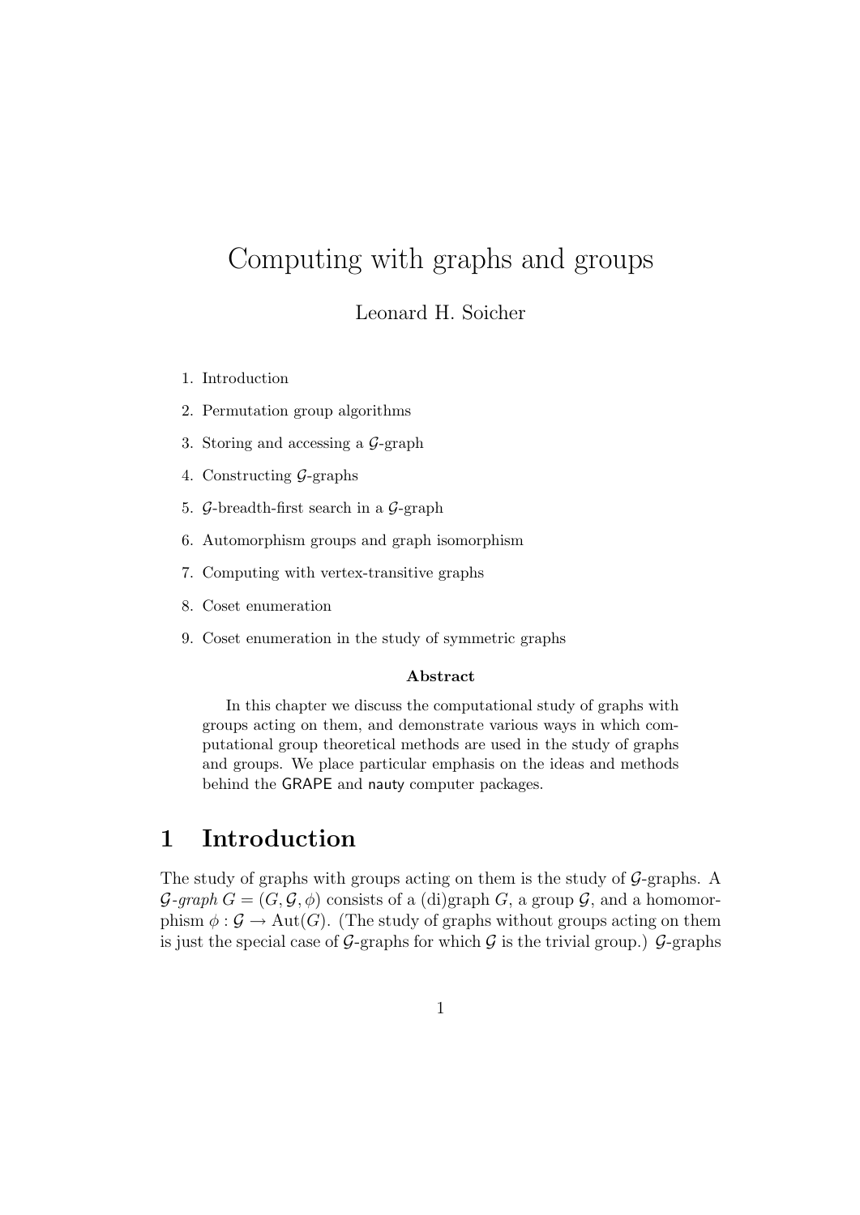# Computing with graphs and groups

Leonard H. Soicher

1. Introduction
2. Permutation group algorithms
3. Storing and accessing a $\mathcal{G}$-graph
4. Constructing $\mathcal{G}$-graphs
5. $\mathcal{G}$-breadth-first search in a $\mathcal{G}$-graph
6. Automorphism groups and graph isomorphism
7. Computing with vertex-transitive graphs
8. Coset enumeration
9. Coset enumeration in the study of symmetric graphs

**Abstract**

In this chapter we discuss the computational study of graphs with groups acting on them, and demonstrate various ways in which computational group theoretical methods are used in the study of graphs and groups. We place particular emphasis on the ideas and methods behind the GRAPE and nauty computer packages.

## 1 Introduction

The study of graphs with groups acting on them is the study of $\mathcal{G}$-graphs. A *$\mathcal{G}$-graph* $G = (G, \mathcal{G}, \phi)$ consists of a (di)graph $G$, a group $\mathcal{G}$, and a homomorphism $\phi : \mathcal{G} \to \mathrm{Aut}(G)$. (The study of graphs without groups acting on them is just the special case of $\mathcal{G}$-graphs for which $\mathcal{G}$ is the trivial group.) $\mathcal{G}$-graphs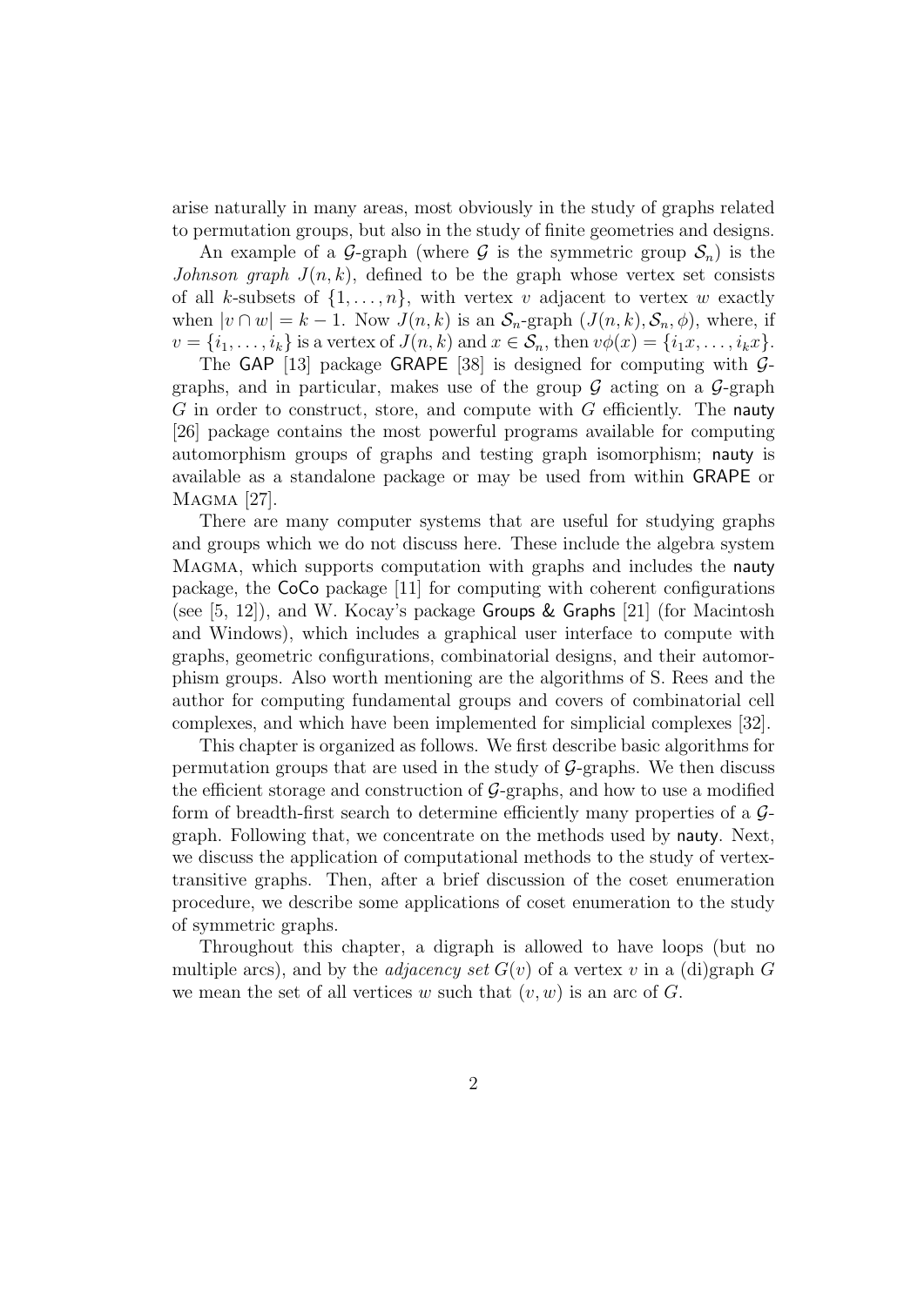arise naturally in many areas, most obviously in the study of graphs related to permutation groups, but also in the study of finite geometries and designs.

An example of a $\mathcal{G}$-graph (where $\mathcal{G}$ is the symmetric group $\mathcal{S}_n$) is the *Johnson graph* $J(n,k)$, defined to be the graph whose vertex set consists of all $k$-subsets of $\{1,\ldots,n\}$, with vertex $v$ adjacent to vertex $w$ exactly when $|v \cap w| = k-1$. Now $J(n,k)$ is an $\mathcal{S}_n$-graph $(J(n,k), \mathcal{S}_n, \phi)$, where, if $v = \{i_1,\ldots,i_k\}$ is a vertex of $J(n,k)$ and $x \in \mathcal{S}_n$, then $v\phi(x) = \{i_1x,\ldots,i_kx\}$.

The GAP [13] package GRAPE [38] is designed for computing with $\mathcal{G}$-graphs, and in particular, makes use of the group $\mathcal{G}$ acting on a $\mathcal{G}$-graph $G$ in order to construct, store, and compute with $G$ efficiently. The nauty [26] package contains the most powerful programs available for computing automorphism groups of graphs and testing graph isomorphism; nauty is available as a standalone package or may be used from within GRAPE or MAGMA [27].

There are many computer systems that are useful for studying graphs and groups which we do not discuss here. These include the algebra system MAGMA, which supports computation with graphs and includes the nauty package, the CoCo package [11] for computing with coherent configurations (see [5, 12]), and W. Kocay's package Groups & Graphs [21] (for Macintosh and Windows), which includes a graphical user interface to compute with graphs, geometric configurations, combinatorial designs, and their automorphism groups. Also worth mentioning are the algorithms of S. Rees and the author for computing fundamental groups and covers of combinatorial cell complexes, and which have been implemented for simplicial complexes [32].

This chapter is organized as follows. We first describe basic algorithms for permutation groups that are used in the study of $\mathcal{G}$-graphs. We then discuss the efficient storage and construction of $\mathcal{G}$-graphs, and how to use a modified form of breadth-first search to determine efficiently many properties of a $\mathcal{G}$-graph. Following that, we concentrate on the methods used by nauty. Next, we discuss the application of computational methods to the study of vertex-transitive graphs. Then, after a brief discussion of the coset enumeration procedure, we describe some applications of coset enumeration to the study of symmetric graphs.

Throughout this chapter, a digraph is allowed to have loops (but no multiple arcs), and by the *adjacency set* $G(v)$ of a vertex $v$ in a (di)graph $G$ we mean the set of all vertices $w$ such that $(v,w)$ is an arc of $G$.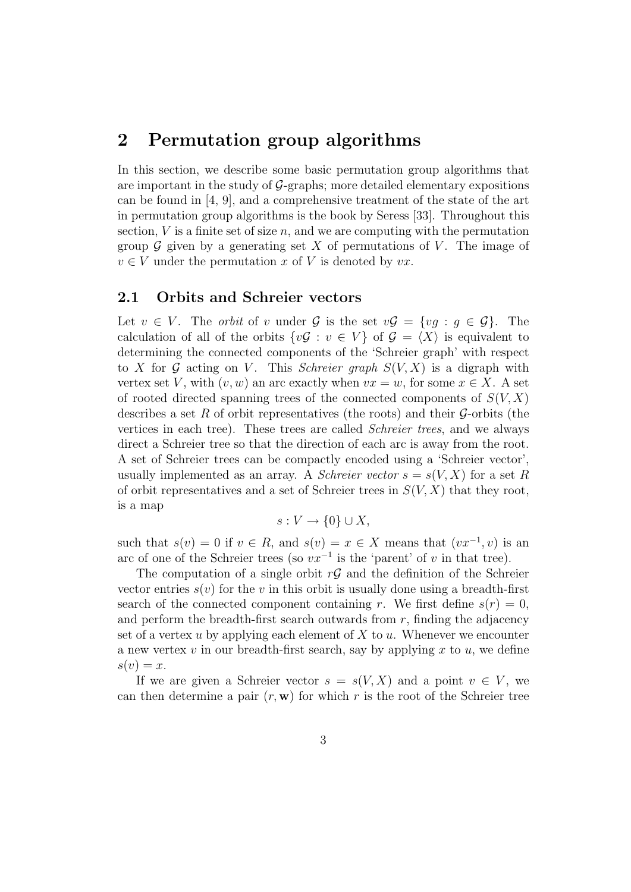## 2 Permutation group algorithms

In this section, we describe some basic permutation group algorithms that are important in the study of $\mathcal{G}$-graphs; more detailed elementary expositions can be found in [4, 9], and a comprehensive treatment of the state of the art in permutation group algorithms is the book by Seress [33]. Throughout this section, $V$ is a finite set of size $n$, and we are computing with the permutation group $\mathcal{G}$ given by a generating set $X$ of permutations of $V$. The image of $v \in V$ under the permutation $x$ of $V$ is denoted by $vx$.

### 2.1 Orbits and Schreier vectors

Let $v \in V$. The *orbit* of $v$ under $\mathcal{G}$ is the set $v\mathcal{G} = \{vg : g \in \mathcal{G}\}$. The calculation of all of the orbits $\{v\mathcal{G} : v \in V\}$ of $\mathcal{G} = \langle X \rangle$ is equivalent to determining the connected components of the 'Schreier graph' with respect to $X$ for $\mathcal{G}$ acting on $V$. This *Schreier graph* $S(V, X)$ is a digraph with vertex set $V$, with $(v, w)$ an arc exactly when $vx = w$, for some $x \in X$. A set of rooted directed spanning trees of the connected components of $S(V, X)$ describes a set $R$ of orbit representatives (the roots) and their $\mathcal{G}$-orbits (the vertices in each tree). These trees are called *Schreier trees*, and we always direct a Schreier tree so that the direction of each arc is away from the root. A set of Schreier trees can be compactly encoded using a 'Schreier vector', usually implemented as an array. A *Schreier vector* $s = s(V, X)$ for a set $R$ of orbit representatives and a set of Schreier trees in $S(V, X)$ that they root, is a map

$$s : V \to \{0\} \cup X,$$

such that $s(v) = 0$ if $v \in R$, and $s(v) = x \in X$ means that $(vx^{-1}, v)$ is an arc of one of the Schreier trees (so $vx^{-1}$ is the 'parent' of $v$ in that tree).

The computation of a single orbit $r\mathcal{G}$ and the definition of the Schreier vector entries $s(v)$ for the $v$ in this orbit is usually done using a breadth-first search of the connected component containing $r$. We first define $s(r) = 0$, and perform the breadth-first search outwards from $r$, finding the adjacency set of a vertex $u$ by applying each element of $X$ to $u$. Whenever we encounter a new vertex $v$ in our breadth-first search, say by applying $x$ to $u$, we define $s(v) = x$.

If we are given a Schreier vector $s = s(V, X)$ and a point $v \in V$, we can then determine a pair $(r, \mathbf{w})$ for which $r$ is the root of the Schreier tree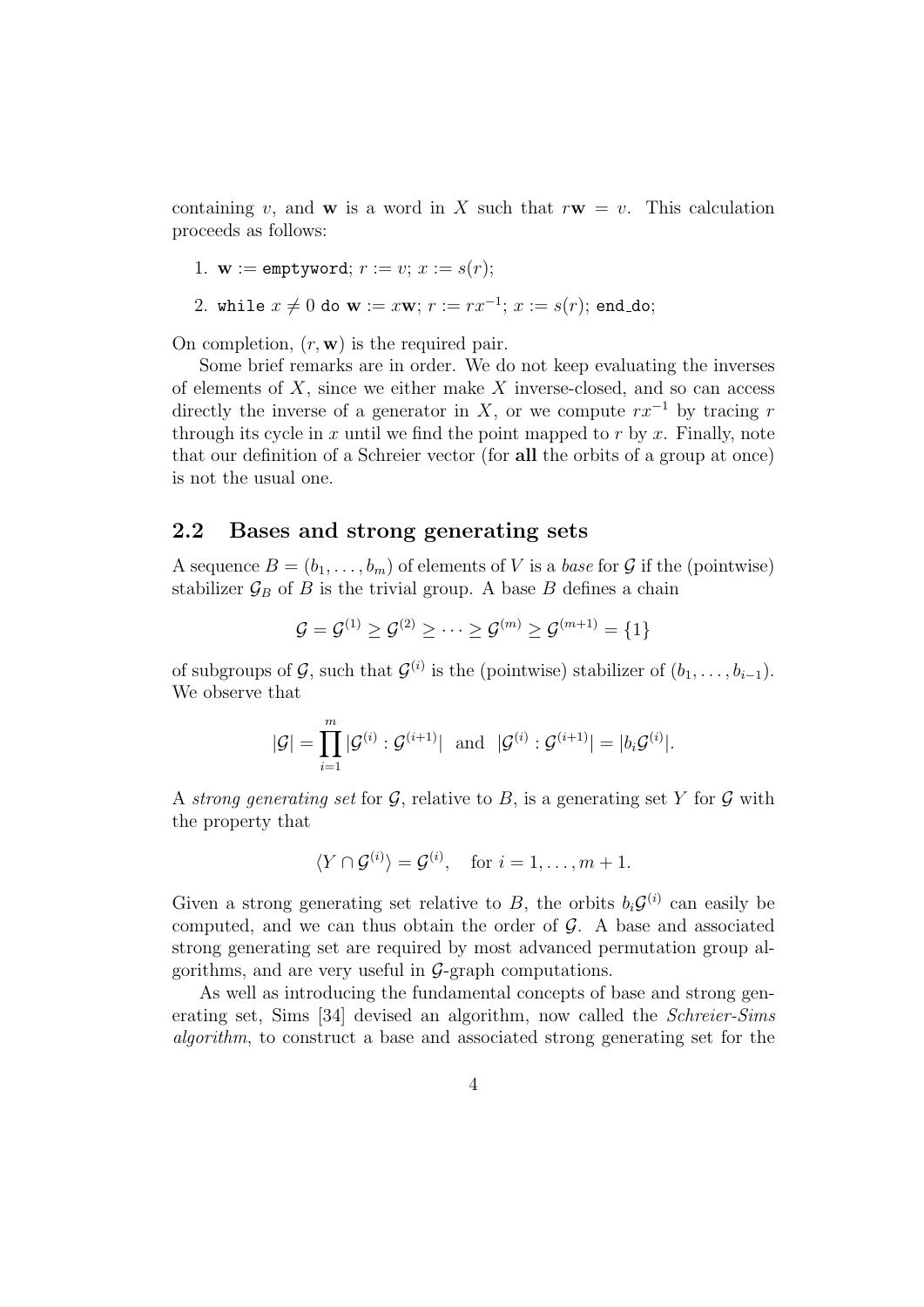containing $v$, and $\mathbf{w}$ is a word in $X$ such that $r\mathbf{w} = v$. This calculation proceeds as follows:

1. $\mathbf{w} :=$ `emptyword`; $r := v$; $x := s(r)$;
2. `while` $x \neq 0$ `do` $\mathbf{w} := x\mathbf{w}$; $r := rx^{-1}$; $x := s(r)$; `end_do`;

On completion, $(r, \mathbf{w})$ is the required pair.

Some brief remarks are in order. We do not keep evaluating the inverses of elements of $X$, since we either make $X$ inverse-closed, and so can access directly the inverse of a generator in $X$, or we compute $rx^{-1}$ by tracing $r$ through its cycle in $x$ until we find the point mapped to $r$ by $x$. Finally, note that our definition of a Schreier vector (for **all** the orbits of a group at once) is not the usual one.

## 2.2 Bases and strong generating sets

A sequence $B = (b_1, \ldots, b_m)$ of elements of $V$ is a *base* for $\mathcal{G}$ if the (pointwise) stabilizer $\mathcal{G}_B$ of $B$ is the trivial group. A base $B$ defines a chain

$$\mathcal{G} = \mathcal{G}^{(1)} \geq \mathcal{G}^{(2)} \geq \cdots \geq \mathcal{G}^{(m)} \geq \mathcal{G}^{(m+1)} = \{1\}$$

of subgroups of $\mathcal{G}$, such that $\mathcal{G}^{(i)}$ is the (pointwise) stabilizer of $(b_1, \ldots, b_{i-1})$. We observe that

$$|\mathcal{G}| = \prod_{i=1}^{m} |\mathcal{G}^{(i)} : \mathcal{G}^{(i+1)}| \quad \text{and} \quad |\mathcal{G}^{(i)} : \mathcal{G}^{(i+1)}| = |b_i \mathcal{G}^{(i)}|.$$

A *strong generating set* for $\mathcal{G}$, relative to $B$, is a generating set $Y$ for $\mathcal{G}$ with the property that

$$\langle Y \cap \mathcal{G}^{(i)} \rangle = \mathcal{G}^{(i)}, \quad \text{for } i = 1, \ldots, m+1.$$

Given a strong generating set relative to $B$, the orbits $b_i \mathcal{G}^{(i)}$ can easily be computed, and we can thus obtain the order of $\mathcal{G}$. A base and associated strong generating set are required by most advanced permutation group algorithms, and are very useful in $\mathcal{G}$-graph computations.

As well as introducing the fundamental concepts of base and strong generating set, Sims [34] devised an algorithm, now called the *Schreier-Sims algorithm*, to construct a base and associated strong generating set for the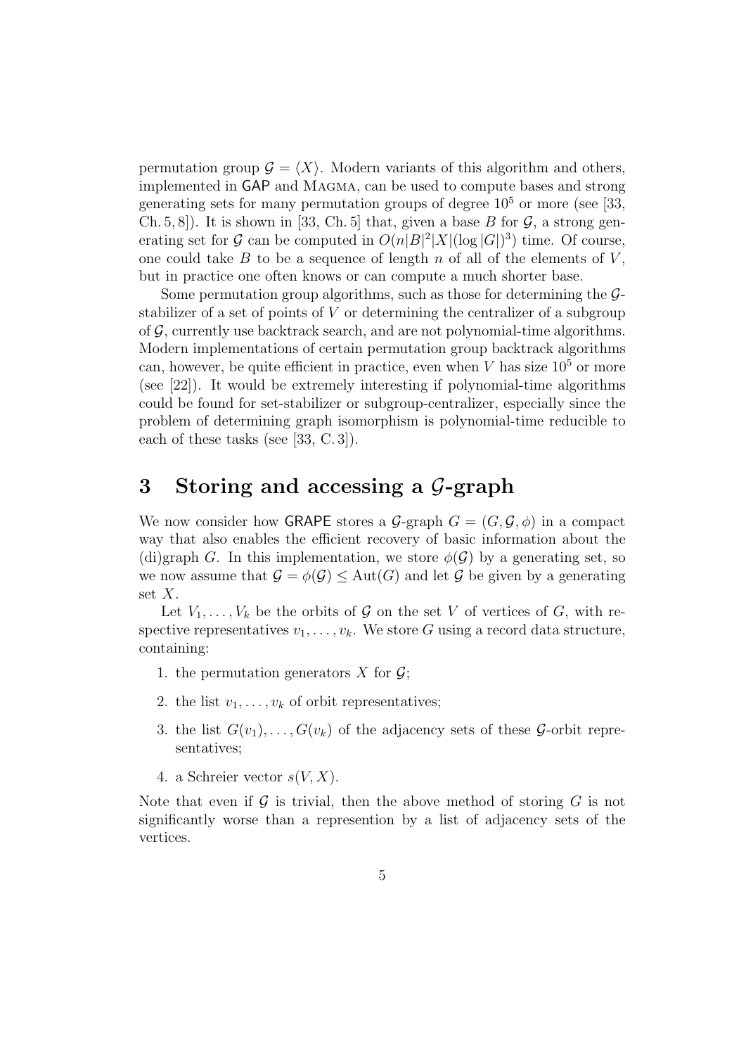permutation group $\mathcal{G} = \langle X \rangle$. Modern variants of this algorithm and others, implemented in GAP and MAGMA, can be used to compute bases and strong generating sets for many permutation groups of degree $10^5$ or more (see [33, Ch. 5, 8]). It is shown in [33, Ch. 5] that, given a base $B$ for $\mathcal{G}$, a strong generating set for $\mathcal{G}$ can be computed in $O(n|B|^2|X|(\log|G|)^3)$ time. Of course, one could take $B$ to be a sequence of length $n$ of all of the elements of $V$, but in practice one often knows or can compute a much shorter base.

Some permutation group algorithms, such as those for determining the $\mathcal{G}$-stabilizer of a set of points of $V$ or determining the centralizer of a subgroup of $\mathcal{G}$, currently use backtrack search, and are not polynomial-time algorithms. Modern implementations of certain permutation group backtrack algorithms can, however, be quite efficient in practice, even when $V$ has size $10^5$ or more (see [22]). It would be extremely interesting if polynomial-time algorithms could be found for set-stabilizer or subgroup-centralizer, especially since the problem of determining graph isomorphism is polynomial-time reducible to each of these tasks (see [33, C. 3]).

# 3 Storing and accessing a $\mathcal{G}$-graph

We now consider how GRAPE stores a $\mathcal{G}$-graph $G = (G, \mathcal{G}, \phi)$ in a compact way that also enables the efficient recovery of basic information about the (di)graph $G$. In this implementation, we store $\phi(\mathcal{G})$ by a generating set, so we now assume that $\mathcal{G} = \phi(\mathcal{G}) \leq \mathrm{Aut}(G)$ and let $\mathcal{G}$ be given by a generating set $X$.

Let $V_1, \ldots, V_k$ be the orbits of $\mathcal{G}$ on the set $V$ of vertices of $G$, with respective representatives $v_1, \ldots, v_k$. We store $G$ using a record data structure, containing:

1. the permutation generators $X$ for $\mathcal{G}$;
2. the list $v_1, \ldots, v_k$ of orbit representatives;
3. the list $G(v_1), \ldots, G(v_k)$ of the adjacency sets of these $\mathcal{G}$-orbit representatives;
4. a Schreier vector $s(V, X)$.

Note that even if $\mathcal{G}$ is trivial, then the above method of storing $G$ is not significantly worse than a represention by a list of adjacency sets of the vertices.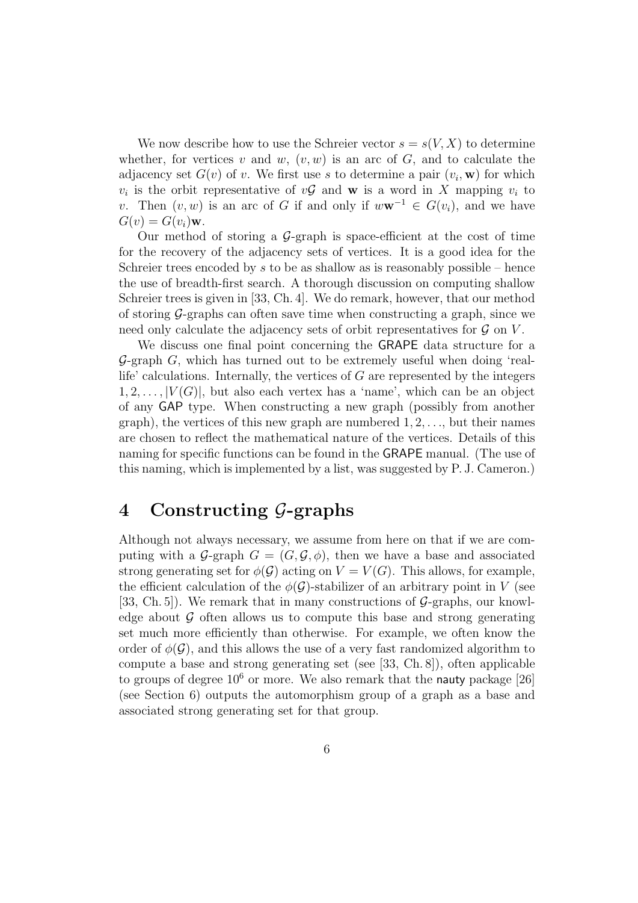We now describe how to use the Schreier vector $s = s(V, X)$ to determine whether, for vertices $v$ and $w$, $(v, w)$ is an arc of $G$, and to calculate the adjacency set $G(v)$ of $v$. We first use $s$ to determine a pair $(v_i, \mathbf{w})$ for which $v_i$ is the orbit representative of $v\mathcal{G}$ and $\mathbf{w}$ is a word in $X$ mapping $v_i$ to $v$. Then $(v, w)$ is an arc of $G$ if and only if $w\mathbf{w}^{-1} \in G(v_i)$, and we have $G(v) = G(v_i)\mathbf{w}$.

Our method of storing a $\mathcal{G}$-graph is space-efficient at the cost of time for the recovery of the adjacency sets of vertices. It is a good idea for the Schreier trees encoded by $s$ to be as shallow as is reasonably possible – hence the use of breadth-first search. A thorough discussion on computing shallow Schreier trees is given in [33, Ch. 4]. We do remark, however, that our method of storing $\mathcal{G}$-graphs can often save time when constructing a graph, since we need only calculate the adjacency sets of orbit representatives for $\mathcal{G}$ on $V$.

We discuss one final point concerning the GRAPE data structure for a $\mathcal{G}$-graph $G$, which has turned out to be extremely useful when doing 'real-life' calculations. Internally, the vertices of $G$ are represented by the integers $1, 2, \ldots, |V(G)|$, but also each vertex has a 'name', which can be an object of any GAP type. When constructing a new graph (possibly from another graph), the vertices of this new graph are numbered $1, 2, \ldots$, but their names are chosen to reflect the mathematical nature of the vertices. Details of this naming for specific functions can be found in the GRAPE manual. (The use of this naming, which is implemented by a list, was suggested by P. J. Cameron.)

# 4 Constructing $\mathcal{G}$-graphs

Although not always necessary, we assume from here on that if we are computing with a $\mathcal{G}$-graph $G = (G, \mathcal{G}, \phi)$, then we have a base and associated strong generating set for $\phi(\mathcal{G})$ acting on $V = V(G)$. This allows, for example, the efficient calculation of the $\phi(\mathcal{G})$-stabilizer of an arbitrary point in $V$ (see [33, Ch. 5]). We remark that in many constructions of $\mathcal{G}$-graphs, our knowledge about $\mathcal{G}$ often allows us to compute this base and strong generating set much more efficiently than otherwise. For example, we often know the order of $\phi(\mathcal{G})$, and this allows the use of a very fast randomized algorithm to compute a base and strong generating set (see [33, Ch. 8]), often applicable to groups of degree $10^6$ or more. We also remark that the nauty package [26] (see Section 6) outputs the automorphism group of a graph as a base and associated strong generating set for that group.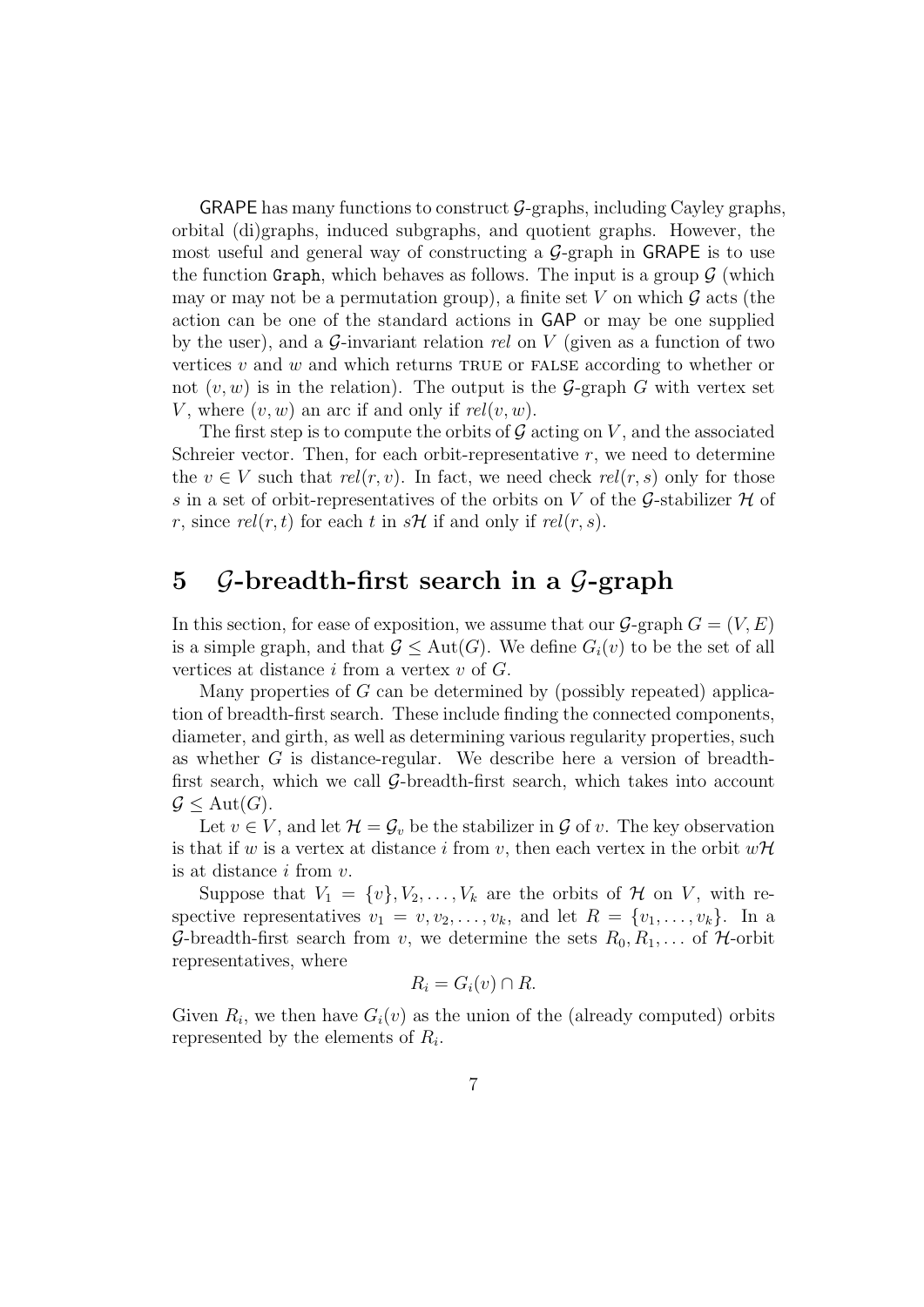GRAPE has many functions to construct $\mathcal{G}$-graphs, including Cayley graphs, orbital (di)graphs, induced subgraphs, and quotient graphs. However, the most useful and general way of constructing a $\mathcal{G}$-graph in GRAPE is to use the function `Graph`, which behaves as follows. The input is a group $\mathcal{G}$ (which may or may not be a permutation group), a finite set $V$ on which $\mathcal{G}$ acts (the action can be one of the standard actions in GAP or may be one supplied by the user), and a $\mathcal{G}$-invariant relation *rel* on $V$ (given as a function of two vertices $v$ and $w$ and which returns TRUE or FALSE according to whether or not $(v, w)$ is in the relation). The output is the $\mathcal{G}$-graph $G$ with vertex set $V$, where $(v, w)$ an arc if and only if $rel(v, w)$.

The first step is to compute the orbits of $\mathcal{G}$ acting on $V$, and the associated Schreier vector. Then, for each orbit-representative $r$, we need to determine the $v \in V$ such that $rel(r, v)$. In fact, we need check $rel(r, s)$ only for those $s$ in a set of orbit-representatives of the orbits on $V$ of the $\mathcal{G}$-stabilizer $\mathcal{H}$ of $r$, since $rel(r, t)$ for each $t$ in $s\mathcal{H}$ if and only if $rel(r, s)$.

## 5 $\mathcal{G}$-breadth-first search in a $\mathcal{G}$-graph

In this section, for ease of exposition, we assume that our $\mathcal{G}$-graph $G = (V, E)$ is a simple graph, and that $\mathcal{G} \leq \mathrm{Aut}(G)$. We define $G_i(v)$ to be the set of all vertices at distance $i$ from a vertex $v$ of $G$.

Many properties of $G$ can be determined by (possibly repeated) application of breadth-first search. These include finding the connected components, diameter, and girth, as well as determining various regularity properties, such as whether $G$ is distance-regular. We describe here a version of breadth-first search, which we call $\mathcal{G}$-breadth-first search, which takes into account $\mathcal{G} \leq \mathrm{Aut}(G)$.

Let $v \in V$, and let $\mathcal{H} = \mathcal{G}_v$ be the stabilizer in $\mathcal{G}$ of $v$. The key observation is that if $w$ is a vertex at distance $i$ from $v$, then each vertex in the orbit $w\mathcal{H}$ is at distance $i$ from $v$.

Suppose that $V_1 = \{v\}, V_2, \ldots, V_k$ are the orbits of $\mathcal{H}$ on $V$, with respective representatives $v_1 = v, v_2, \ldots, v_k$, and let $R = \{v_1, \ldots, v_k\}$. In a $\mathcal{G}$-breadth-first search from $v$, we determine the sets $R_0, R_1, \ldots$ of $\mathcal{H}$-orbit representatives, where

$$R_i = G_i(v) \cap R.$$

Given $R_i$, we then have $G_i(v)$ as the union of the (already computed) orbits represented by the elements of $R_i$.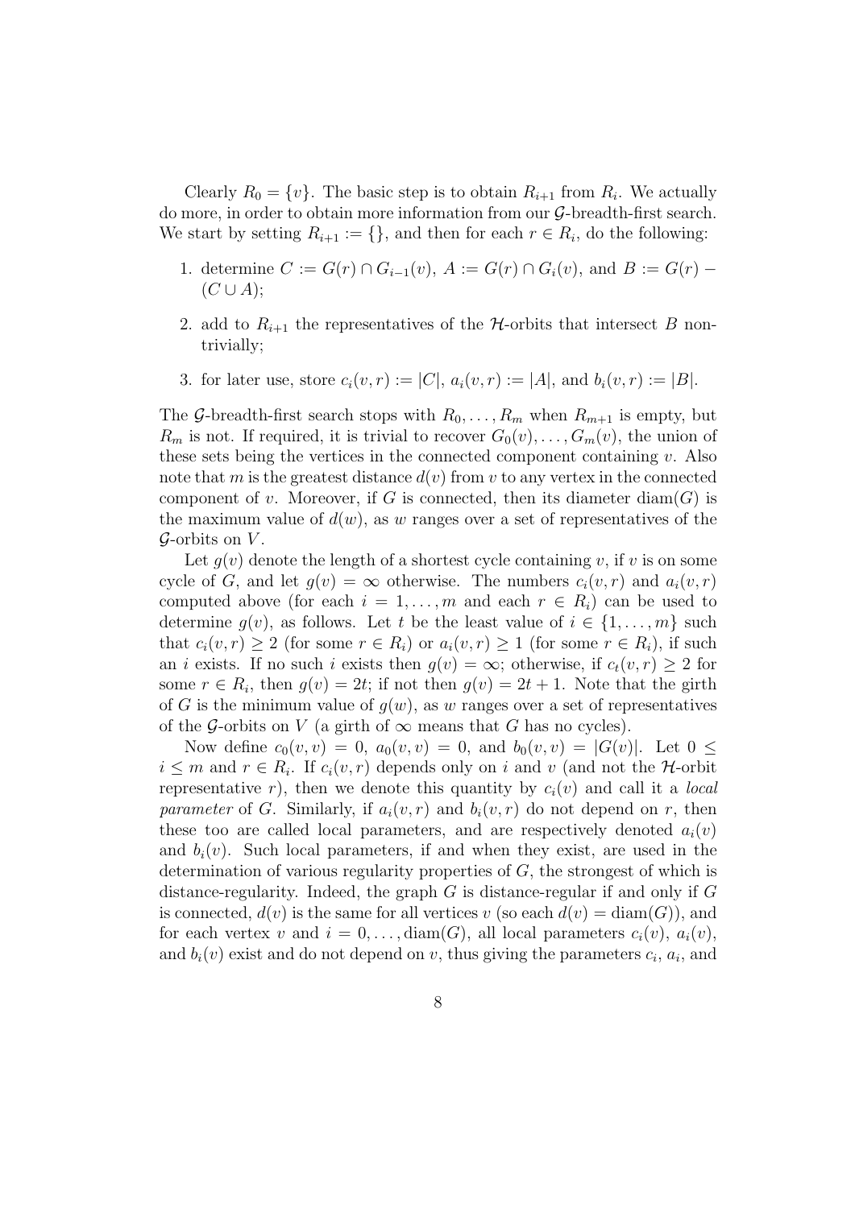Clearly $R_0 = \{v\}$. The basic step is to obtain $R_{i+1}$ from $R_i$. We actually do more, in order to obtain more information from our $\mathcal{G}$-breadth-first search. We start by setting $R_{i+1} := \{\}$, and then for each $r \in R_i$, do the following:

1. determine $C := G(r) \cap G_{i-1}(v)$, $A := G(r) \cap G_i(v)$, and $B := G(r) - (C \cup A)$;
2. add to $R_{i+1}$ the representatives of the $\mathcal{H}$-orbits that intersect $B$ nontrivially;
3. for later use, store $c_i(v, r) := |C|$, $a_i(v, r) := |A|$, and $b_i(v, r) := |B|$.

The $\mathcal{G}$-breadth-first search stops with $R_0, \ldots, R_m$ when $R_{m+1}$ is empty, but $R_m$ is not. If required, it is trivial to recover $G_0(v), \ldots, G_m(v)$, the union of these sets being the vertices in the connected component containing $v$. Also note that $m$ is the greatest distance $d(v)$ from $v$ to any vertex in the connected component of $v$. Moreover, if $G$ is connected, then its diameter $\mathrm{diam}(G)$ is the maximum value of $d(w)$, as $w$ ranges over a set of representatives of the $\mathcal{G}$-orbits on $V$.

Let $g(v)$ denote the length of a shortest cycle containing $v$, if $v$ is on some cycle of $G$, and let $g(v) = \infty$ otherwise. The numbers $c_i(v, r)$ and $a_i(v, r)$ computed above (for each $i = 1, \ldots, m$ and each $r \in R_i$) can be used to determine $g(v)$, as follows. Let $t$ be the least value of $i \in \{1, \ldots, m\}$ such that $c_i(v, r) \geq 2$ (for some $r \in R_i$) or $a_i(v, r) \geq 1$ (for some $r \in R_i$), if such an $i$ exists. If no such $i$ exists then $g(v) = \infty$; otherwise, if $c_t(v, r) \geq 2$ for some $r \in R_i$, then $g(v) = 2t$; if not then $g(v) = 2t + 1$. Note that the girth of $G$ is the minimum value of $g(w)$, as $w$ ranges over a set of representatives of the $\mathcal{G}$-orbits on $V$ (a girth of $\infty$ means that $G$ has no cycles).

Now define $c_0(v, v) = 0$, $a_0(v, v) = 0$, and $b_0(v, v) = |G(v)|$. Let $0 \leq i \leq m$ and $r \in R_i$. If $c_i(v, r)$ depends only on $i$ and $v$ (and not the $\mathcal{H}$-orbit representative $r$), then we denote this quantity by $c_i(v)$ and call it a *local parameter* of $G$. Similarly, if $a_i(v, r)$ and $b_i(v, r)$ do not depend on $r$, then these too are called local parameters, and are respectively denoted $a_i(v)$ and $b_i(v)$. Such local parameters, if and when they exist, are used in the determination of various regularity properties of $G$, the strongest of which is distance-regularity. Indeed, the graph $G$ is distance-regular if and only if $G$ is connected, $d(v)$ is the same for all vertices $v$ (so each $d(v) = \mathrm{diam}(G)$), and for each vertex $v$ and $i = 0, \ldots, \mathrm{diam}(G)$, all local parameters $c_i(v)$, $a_i(v)$, and $b_i(v)$ exist and do not depend on $v$, thus giving the parameters $c_i$, $a_i$, and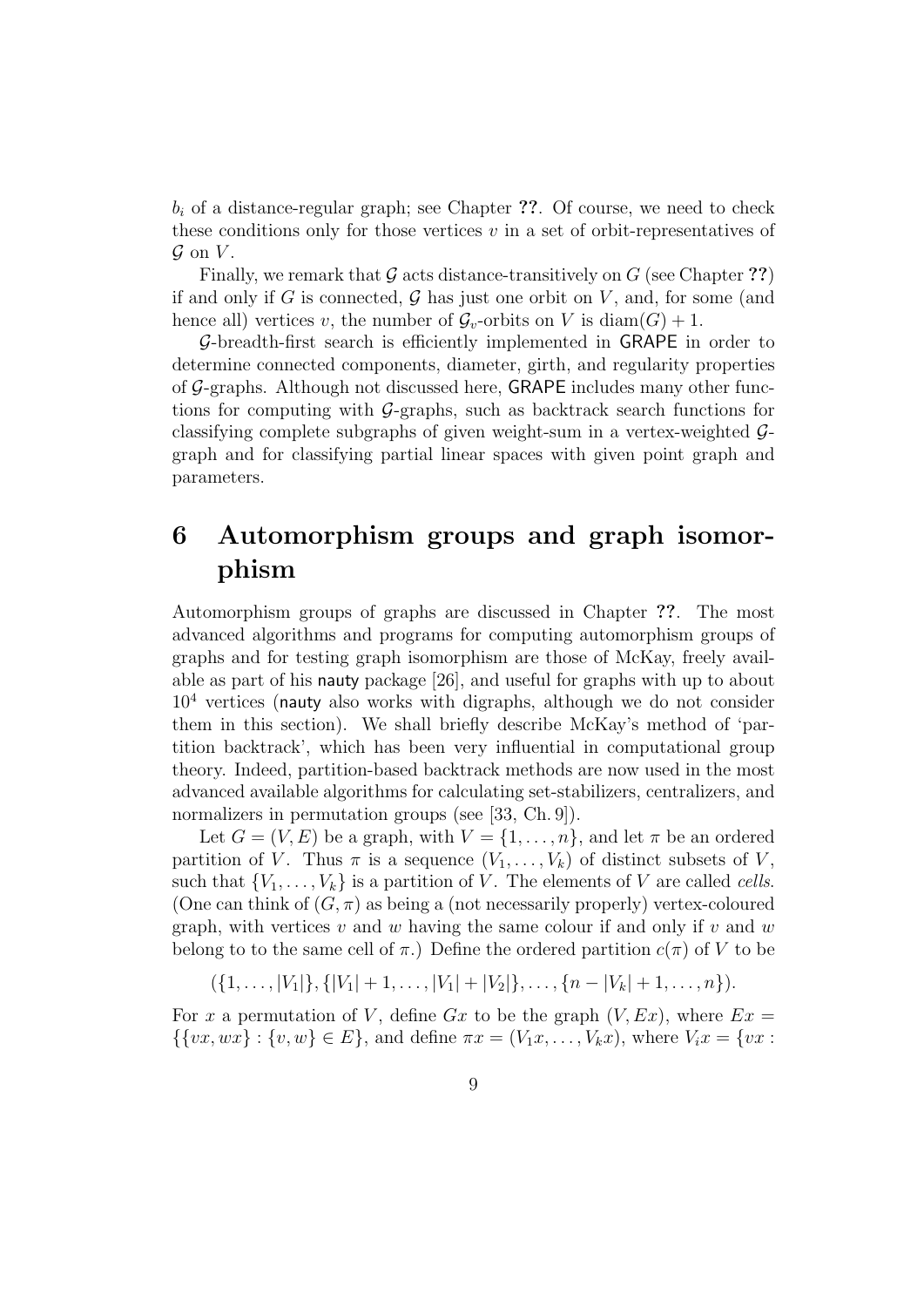$b_i$ of a distance-regular graph; see Chapter **??**. Of course, we need to check these conditions only for those vertices $v$ in a set of orbit-representatives of $\mathcal{G}$ on $V$.

Finally, we remark that $\mathcal{G}$ acts distance-transitively on $G$ (see Chapter **??**) if and only if $G$ is connected, $\mathcal{G}$ has just one orbit on $V$, and, for some (and hence all) vertices $v$, the number of $\mathcal{G}_v$-orbits on $V$ is $\mathrm{diam}(G) + 1$.

$\mathcal{G}$-breadth-first search is efficiently implemented in GRAPE in order to determine connected components, diameter, girth, and regularity properties of $\mathcal{G}$-graphs. Although not discussed here, GRAPE includes many other functions for computing with $\mathcal{G}$-graphs, such as backtrack search functions for classifying complete subgraphs of given weight-sum in a vertex-weighted $\mathcal{G}$-graph and for classifying partial linear spaces with given point graph and parameters.

# 6 Automorphism groups and graph isomorphism

Automorphism groups of graphs are discussed in Chapter **??**. The most advanced algorithms and programs for computing automorphism groups of graphs and for testing graph isomorphism are those of McKay, freely available as part of his nauty package [26], and useful for graphs with up to about $10^4$ vertices (nauty also works with digraphs, although we do not consider them in this section). We shall briefly describe McKay's method of 'partition backtrack', which has been very influential in computational group theory. Indeed, partition-based backtrack methods are now used in the most advanced available algorithms for calculating set-stabilizers, centralizers, and normalizers in permutation groups (see [33, Ch. 9]).

Let $G = (V, E)$ be a graph, with $V = \{1, \ldots, n\}$, and let $\pi$ be an ordered partition of $V$. Thus $\pi$ is a sequence $(V_1, \ldots, V_k)$ of distinct subsets of $V$, such that $\{V_1, \ldots, V_k\}$ is a partition of $V$. The elements of $V$ are called *cells*. (One can think of $(G, \pi)$ as being a (not necessarily properly) vertex-coloured graph, with vertices $v$ and $w$ having the same colour if and only if $v$ and $w$ belong to to the same cell of $\pi$.) Define the ordered partition $c(\pi)$ of $V$ to be

$$(\{1, \ldots, |V_1|\}, \{|V_1| + 1, \ldots, |V_1| + |V_2|\}, \ldots, \{n - |V_k| + 1, \ldots, n\}).$$

For $x$ a permutation of $V$, define $Gx$ to be the graph $(V, Ex)$, where $Ex = \{\{vx, wx\} : \{v, w\} \in E\}$, and define $\pi x = (V_1x, \ldots, V_kx)$, where $V_ix = \{vx :$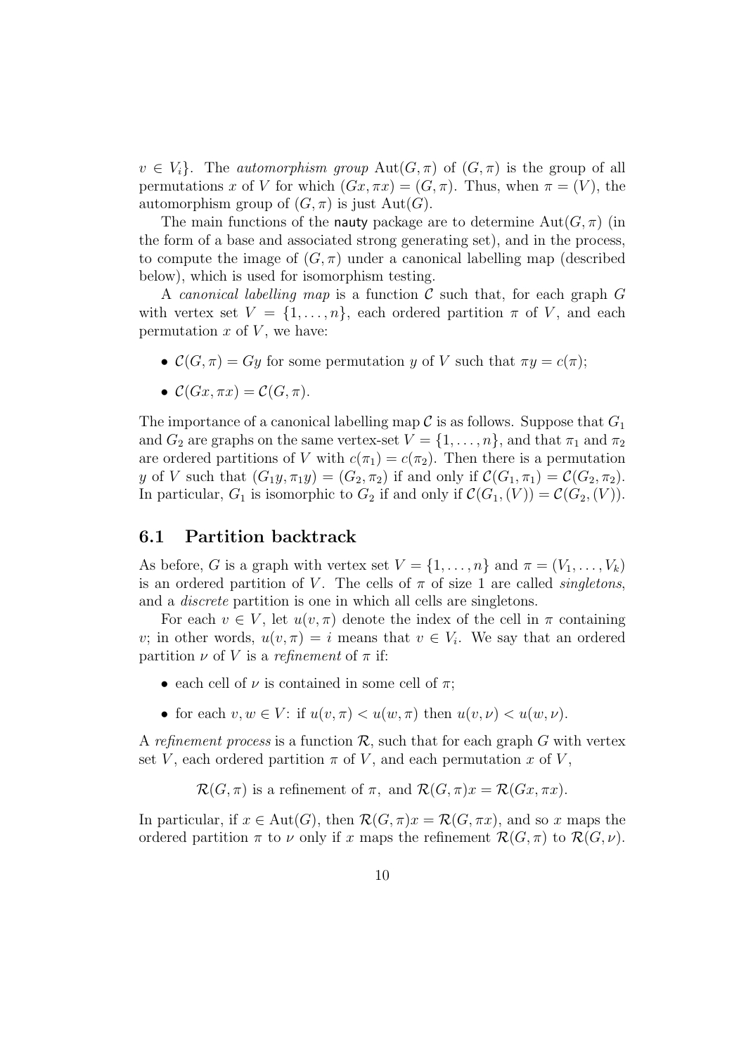$v \in V_i\}$. The *automorphism group* $\mathrm{Aut}(G, \pi)$ of $(G, \pi)$ is the group of all permutations $x$ of $V$ for which $(Gx, \pi x) = (G, \pi)$. Thus, when $\pi = (V)$, the automorphism group of $(G, \pi)$ is just $\mathrm{Aut}(G)$.

The main functions of the nauty package are to determine $\mathrm{Aut}(G, \pi)$ (in the form of a base and associated strong generating set), and in the process, to compute the image of $(G, \pi)$ under a canonical labelling map (described below), which is used for isomorphism testing.

A *canonical labelling map* is a function $\mathcal{C}$ such that, for each graph $G$ with vertex set $V = \{1, \ldots, n\}$, each ordered partition $\pi$ of $V$, and each permutation $x$ of $V$, we have:

- $\mathcal{C}(G, \pi) = Gy$ for some permutation $y$ of $V$ such that $\pi y = c(\pi)$;
- $\mathcal{C}(Gx, \pi x) = \mathcal{C}(G, \pi)$.

The importance of a canonical labelling map $\mathcal{C}$ is as follows. Suppose that $G_1$ and $G_2$ are graphs on the same vertex-set $V = \{1, \ldots, n\}$, and that $\pi_1$ and $\pi_2$ are ordered partitions of $V$ with $c(\pi_1) = c(\pi_2)$. Then there is a permutation $y$ of $V$ such that $(G_1 y, \pi_1 y) = (G_2, \pi_2)$ if and only if $\mathcal{C}(G_1, \pi_1) = \mathcal{C}(G_2, \pi_2)$. In particular, $G_1$ is isomorphic to $G_2$ if and only if $\mathcal{C}(G_1, (V)) = \mathcal{C}(G_2, (V))$.

## 6.1 Partition backtrack

As before, $G$ is a graph with vertex set $V = \{1, \ldots, n\}$ and $\pi = (V_1, \ldots, V_k)$ is an ordered partition of $V$. The cells of $\pi$ of size 1 are called *singletons*, and a *discrete* partition is one in which all cells are singletons.

For each $v \in V$, let $u(v, \pi)$ denote the index of the cell in $\pi$ containing $v$; in other words, $u(v, \pi) = i$ means that $v \in V_i$. We say that an ordered partition $\nu$ of $V$ is a *refinement* of $\pi$ if:

- each cell of $\nu$ is contained in some cell of $\pi$;
- for each $v, w \in V$: if $u(v, \pi) < u(w, \pi)$ then $u(v, \nu) < u(w, \nu)$.

A *refinement process* is a function $\mathcal{R}$, such that for each graph $G$ with vertex set $V$, each ordered partition $\pi$ of $V$, and each permutation $x$ of $V$,

$$\mathcal{R}(G, \pi) \text{ is a refinement of } \pi, \text{ and } \mathcal{R}(G, \pi)x = \mathcal{R}(Gx, \pi x).$$

In particular, if $x \in \mathrm{Aut}(G)$, then $\mathcal{R}(G, \pi)x = \mathcal{R}(G, \pi x)$, and so $x$ maps the ordered partition $\pi$ to $\nu$ only if $x$ maps the refinement $\mathcal{R}(G, \pi)$ to $\mathcal{R}(G, \nu)$.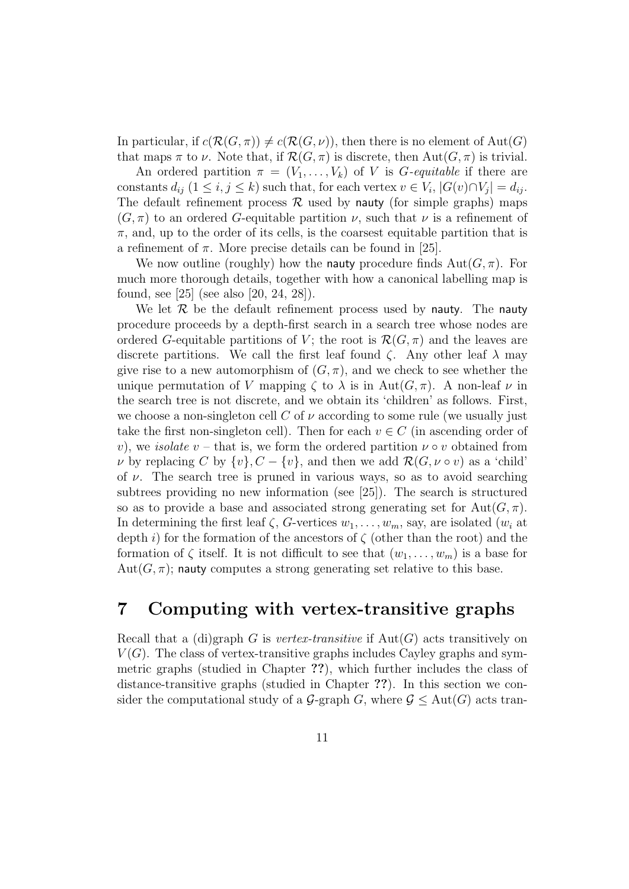In particular, if $c(\mathcal{R}(G,\pi)) \neq c(\mathcal{R}(G,\nu))$, then there is no element of $\mathrm{Aut}(G)$ that maps $\pi$ to $\nu$. Note that, if $\mathcal{R}(G,\pi)$ is discrete, then $\mathrm{Aut}(G,\pi)$ is trivial.

An ordered partition $\pi = (V_1,\ldots,V_k)$ of $V$ is *G-equitable* if there are constants $d_{ij}$ ($1 \leq i,j \leq k$) such that, for each vertex $v \in V_i$, $|G(v) \cap V_j| = d_{ij}$. The default refinement process $\mathcal{R}$ used by nauty (for simple graphs) maps $(G,\pi)$ to an ordered $G$-equitable partition $\nu$, such that $\nu$ is a refinement of $\pi$, and, up to the order of its cells, is the coarsest equitable partition that is a refinement of $\pi$. More precise details can be found in [25].

We now outline (roughly) how the nauty procedure finds $\mathrm{Aut}(G,\pi)$. For much more thorough details, together with how a canonical labelling map is found, see [25] (see also [20, 24, 28]).

We let $\mathcal{R}$ be the default refinement process used by nauty. The nauty procedure proceeds by a depth-first search in a search tree whose nodes are ordered $G$-equitable partitions of $V$; the root is $\mathcal{R}(G,\pi)$ and the leaves are discrete partitions. We call the first leaf found $\zeta$. Any other leaf $\lambda$ may give rise to a new automorphism of $(G,\pi)$, and we check to see whether the unique permutation of $V$ mapping $\zeta$ to $\lambda$ is in $\mathrm{Aut}(G,\pi)$. A non-leaf $\nu$ in the search tree is not discrete, and we obtain its 'children' as follows. First, we choose a non-singleton cell $C$ of $\nu$ according to some rule (we usually just take the first non-singleton cell). Then for each $v \in C$ (in ascending order of $v$), we *isolate* $v$ – that is, we form the ordered partition $\nu \circ v$ obtained from $\nu$ by replacing $C$ by $\{v\}, C - \{v\}$, and then we add $\mathcal{R}(G, \nu \circ v)$ as a 'child' of $\nu$. The search tree is pruned in various ways, so as to avoid searching subtrees providing no new information (see [25]). The search is structured so as to provide a base and associated strong generating set for $\mathrm{Aut}(G,\pi)$. In determining the first leaf $\zeta$, $G$-vertices $w_1,\ldots,w_m$, say, are isolated ($w_i$ at depth $i$) for the formation of the ancestors of $\zeta$ (other than the root) and the formation of $\zeta$ itself. It is not difficult to see that $(w_1,\ldots,w_m)$ is a base for $\mathrm{Aut}(G,\pi)$; nauty computes a strong generating set relative to this base.

# 7 Computing with vertex-transitive graphs

Recall that a (di)graph $G$ is *vertex-transitive* if $\mathrm{Aut}(G)$ acts transitively on $V(G)$. The class of vertex-transitive graphs includes Cayley graphs and symmetric graphs (studied in Chapter **??**), which further includes the class of distance-transitive graphs (studied in Chapter **??**). In this section we consider the computational study of a $\mathcal{G}$-graph $G$, where $\mathcal{G} \leq \mathrm{Aut}(G)$ acts tran-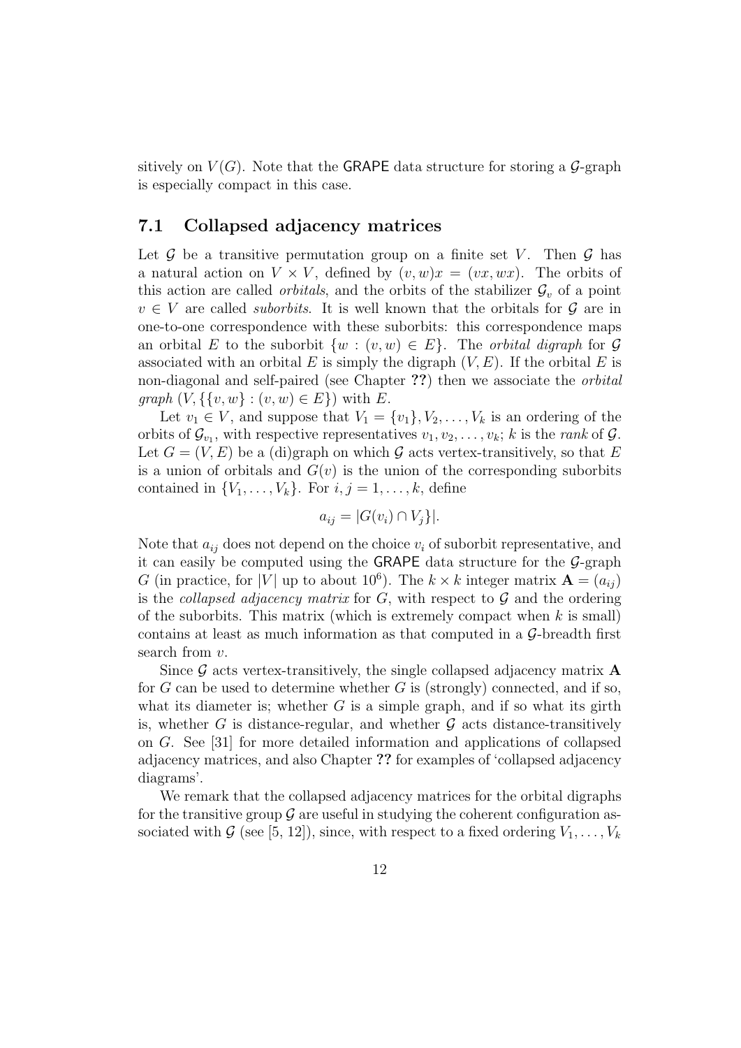sitively on $V(G)$. Note that the GRAPE data structure for storing a $\mathcal{G}$-graph is especially compact in this case.

### 7.1 Collapsed adjacency matrices

Let $\mathcal{G}$ be a transitive permutation group on a finite set $V$. Then $\mathcal{G}$ has a natural action on $V \times V$, defined by $(v, w)x = (vx, wx)$. The orbits of this action are called *orbitals*, and the orbits of the stabilizer $\mathcal{G}_v$ of a point $v \in V$ are called *suborbits*. It is well known that the orbitals for $\mathcal{G}$ are in one-to-one correspondence with these suborbits: this correspondence maps an orbital $E$ to the suborbit $\{w : (v, w) \in E\}$. The *orbital digraph* for $\mathcal{G}$ associated with an orbital $E$ is simply the digraph $(V, E)$. If the orbital $E$ is non-diagonal and self-paired (see Chapter **??**) then we associate the *orbital graph* $(V, \{\{v, w\} : (v, w) \in E\})$ with $E$.

Let $v_1 \in V$, and suppose that $V_1 = \{v_1\}, V_2, \ldots, V_k$ is an ordering of the orbits of $\mathcal{G}_{v_1}$, with respective representatives $v_1, v_2, \ldots, v_k$; $k$ is the *rank* of $\mathcal{G}$. Let $G = (V, E)$ be a (di)graph on which $\mathcal{G}$ acts vertex-transitively, so that $E$ is a union of orbitals and $G(v)$ is the union of the corresponding suborbits contained in $\{V_1, \ldots, V_k\}$. For $i, j = 1, \ldots, k$, define

$$a_{ij} = |G(v_i) \cap V_j\}|.$$

Note that $a_{ij}$ does not depend on the choice $v_i$ of suborbit representative, and it can easily be computed using the GRAPE data structure for the $\mathcal{G}$-graph $G$ (in practice, for $|V|$ up to about $10^6$). The $k \times k$ integer matrix $\mathbf{A} = (a_{ij})$ is the *collapsed adjacency matrix* for $G$, with respect to $\mathcal{G}$ and the ordering of the suborbits. This matrix (which is extremely compact when $k$ is small) contains at least as much information as that computed in a $\mathcal{G}$-breadth first search from $v$.

Since $\mathcal{G}$ acts vertex-transitively, the single collapsed adjacency matrix $\mathbf{A}$ for $G$ can be used to determine whether $G$ is (strongly) connected, and if so, what its diameter is; whether $G$ is a simple graph, and if so what its girth is, whether $G$ is distance-regular, and whether $\mathcal{G}$ acts distance-transitively on $G$. See [31] for more detailed information and applications of collapsed adjacency matrices, and also Chapter **??** for examples of 'collapsed adjacency diagrams'.

We remark that the collapsed adjacency matrices for the orbital digraphs for the transitive group $\mathcal{G}$ are useful in studying the coherent configuration associated with $\mathcal{G}$ (see [5, 12]), since, with respect to a fixed ordering $V_1, \ldots, V_k$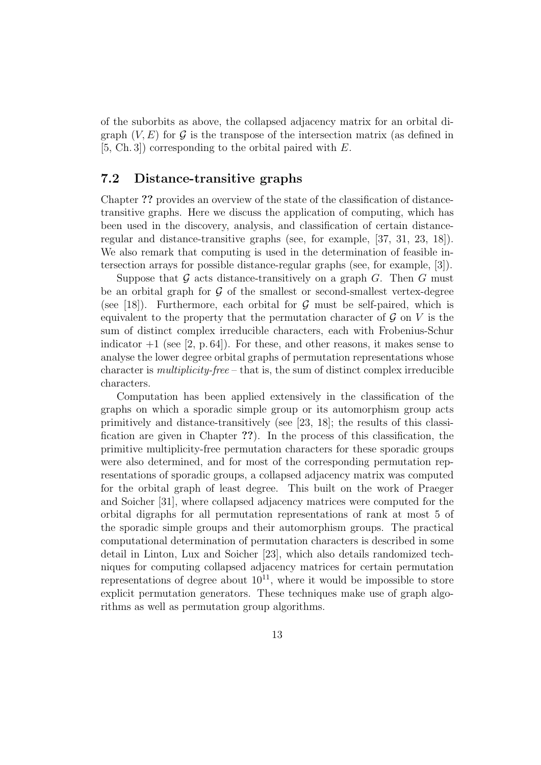of the suborbits as above, the collapsed adjacency matrix for an orbital digraph $(V, E)$ for $\mathcal{G}$ is the transpose of the intersection matrix (as defined in [5, Ch. 3]) corresponding to the orbital paired with $E$.

## 7.2 Distance-transitive graphs

Chapter **??** provides an overview of the state of the classification of distance-transitive graphs. Here we discuss the application of computing, which has been used in the discovery, analysis, and classification of certain distance-regular and distance-transitive graphs (see, for example, [37, 31, 23, 18]). We also remark that computing is used in the determination of feasible intersection arrays for possible distance-regular graphs (see, for example, [3]).

Suppose that $\mathcal{G}$ acts distance-transitively on a graph $G$. Then $G$ must be an orbital graph for $\mathcal{G}$ of the smallest or second-smallest vertex-degree (see [18]). Furthermore, each orbital for $\mathcal{G}$ must be self-paired, which is equivalent to the property that the permutation character of $\mathcal{G}$ on $V$ is the sum of distinct complex irreducible characters, each with Frobenius-Schur indicator $+1$ (see [2, p. 64]). For these, and other reasons, it makes sense to analyse the lower degree orbital graphs of permutation representations whose character is *multiplicity-free* – that is, the sum of distinct complex irreducible characters.

Computation has been applied extensively in the classification of the graphs on which a sporadic simple group or its automorphism group acts primitively and distance-transitively (see [23, 18]; the results of this classification are given in Chapter **??**). In the process of this classification, the primitive multiplicity-free permutation characters for these sporadic groups were also determined, and for most of the corresponding permutation representations of sporadic groups, a collapsed adjacency matrix was computed for the orbital graph of least degree. This built on the work of Praeger and Soicher [31], where collapsed adjacency matrices were computed for the orbital digraphs for all permutation representations of rank at most 5 of the sporadic simple groups and their automorphism groups. The practical computational determination of permutation characters is described in some detail in Linton, Lux and Soicher [23], which also details randomized techniques for computing collapsed adjacency matrices for certain permutation representations of degree about $10^{11}$, where it would be impossible to store explicit permutation generators. These techniques make use of graph algorithms as well as permutation group algorithms.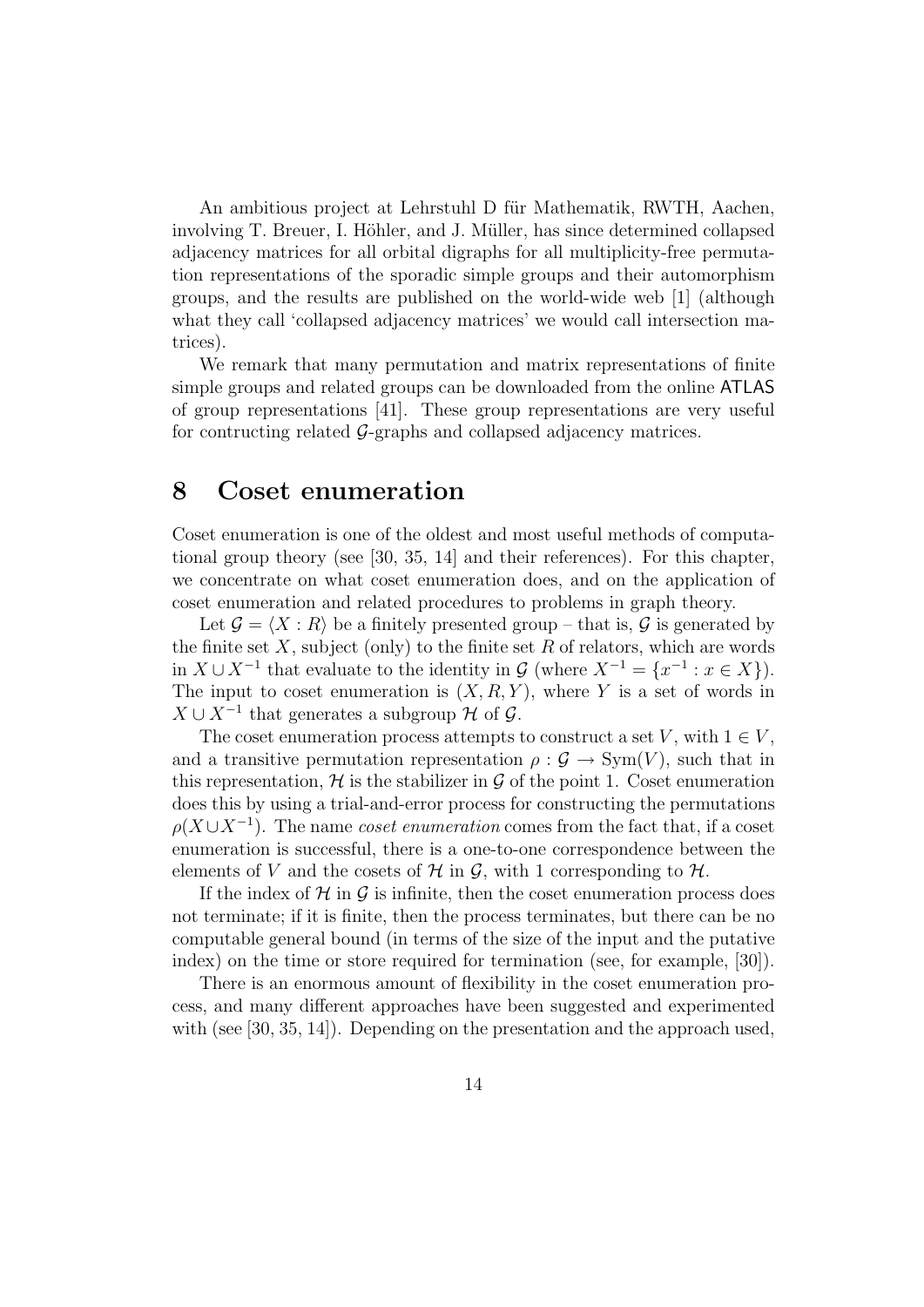An ambitious project at Lehrstuhl D für Mathematik, RWTH, Aachen, involving T. Breuer, I. Höhler, and J. Müller, has since determined collapsed adjacency matrices for all orbital digraphs for all multiplicity-free permutation representations of the sporadic simple groups and their automorphism groups, and the results are published on the world-wide web [1] (although what they call 'collapsed adjacency matrices' we would call intersection matrices).

We remark that many permutation and matrix representations of finite simple groups and related groups can be downloaded from the online ATLAS of group representations [41]. These group representations are very useful for contructing related $\mathcal{G}$-graphs and collapsed adjacency matrices.

# 8 Coset enumeration

Coset enumeration is one of the oldest and most useful methods of computational group theory (see [30, 35, 14] and their references). For this chapter, we concentrate on what coset enumeration does, and on the application of coset enumeration and related procedures to problems in graph theory.

Let $\mathcal{G} = \langle X : R \rangle$ be a finitely presented group – that is, $\mathcal{G}$ is generated by the finite set $X$, subject (only) to the finite set $R$ of relators, which are words in $X \cup X^{-1}$ that evaluate to the identity in $\mathcal{G}$ (where $X^{-1} = \{x^{-1} : x \in X\}$). The input to coset enumeration is $(X, R, Y)$, where $Y$ is a set of words in $X \cup X^{-1}$ that generates a subgroup $\mathcal{H}$ of $\mathcal{G}$.

The coset enumeration process attempts to construct a set $V$, with $1 \in V$, and a transitive permutation representation $\rho : \mathcal{G} \to \mathrm{Sym}(V)$, such that in this representation, $\mathcal{H}$ is the stabilizer in $\mathcal{G}$ of the point 1. Coset enumeration does this by using a trial-and-error process for constructing the permutations $\rho(X \cup X^{-1})$. The name *coset enumeration* comes from the fact that, if a coset enumeration is successful, there is a one-to-one correspondence between the elements of $V$ and the cosets of $\mathcal{H}$ in $\mathcal{G}$, with 1 corresponding to $\mathcal{H}$.

If the index of $\mathcal{H}$ in $\mathcal{G}$ is infinite, then the coset enumeration process does not terminate; if it is finite, then the process terminates, but there can be no computable general bound (in terms of the size of the input and the putative index) on the time or store required for termination (see, for example, [30]).

There is an enormous amount of flexibility in the coset enumeration process, and many different approaches have been suggested and experimented with (see [30, 35, 14]). Depending on the presentation and the approach used,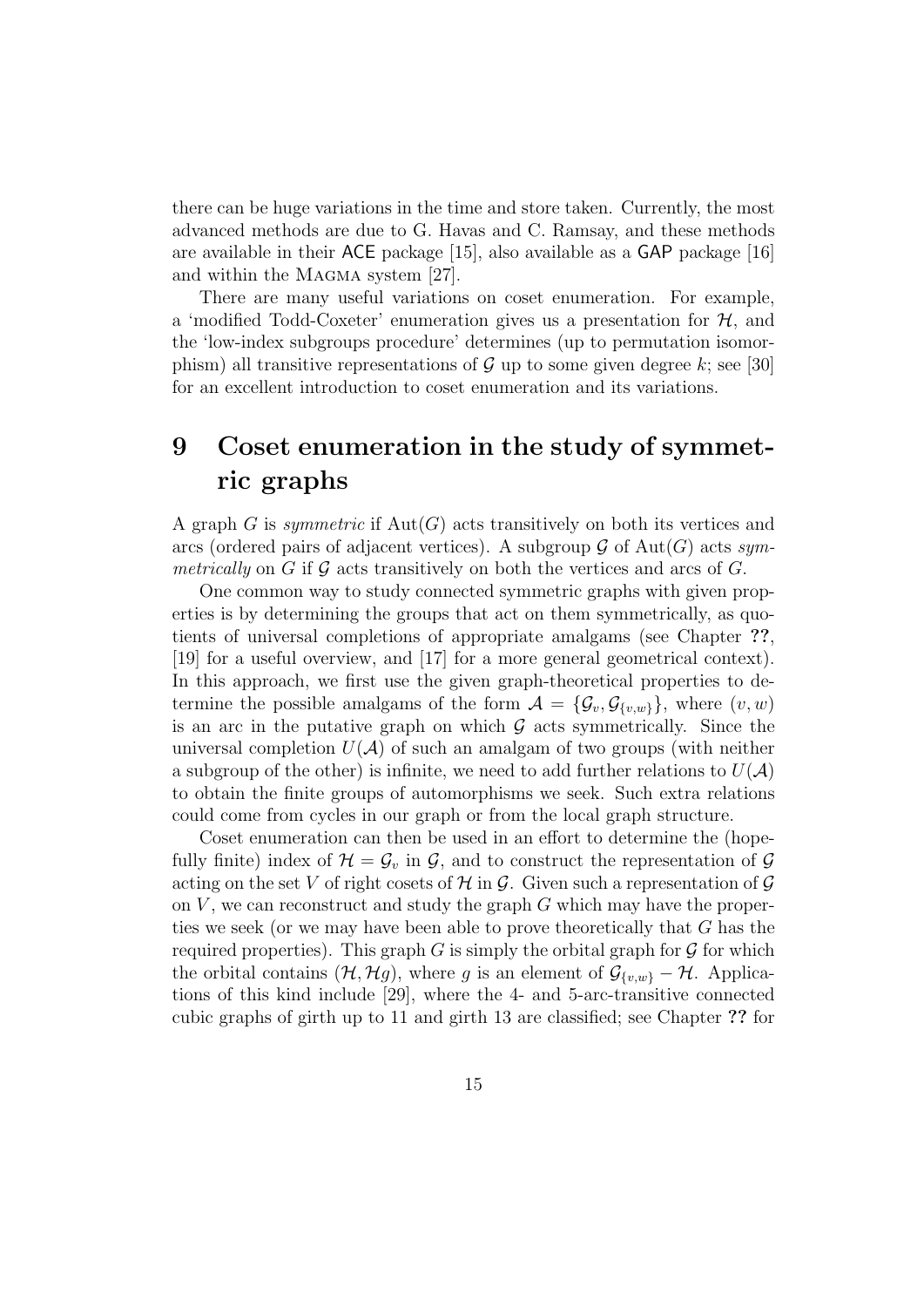there can be huge variations in the time and store taken. Currently, the most advanced methods are due to G. Havas and C. Ramsay, and these methods are available in their ACE package [15], also available as a GAP package [16] and within the MAGMA system [27].

There are many useful variations on coset enumeration. For example, a 'modified Todd-Coxeter' enumeration gives us a presentation for $\mathcal{H}$, and the 'low-index subgroups procedure' determines (up to permutation isomorphism) all transitive representations of $\mathcal{G}$ up to some given degree $k$; see [30] for an excellent introduction to coset enumeration and its variations.

# 9 Coset enumeration in the study of symmetric graphs

A graph $G$ is *symmetric* if $\mathrm{Aut}(G)$ acts transitively on both its vertices and arcs (ordered pairs of adjacent vertices). A subgroup $\mathcal{G}$ of $\mathrm{Aut}(G)$ acts *symmetrically* on $G$ if $\mathcal{G}$ acts transitively on both the vertices and arcs of $G$.

One common way to study connected symmetric graphs with given properties is by determining the groups that act on them symmetrically, as quotients of universal completions of appropriate amalgams (see Chapter **??**, [19] for a useful overview, and [17] for a more general geometrical context). In this approach, we first use the given graph-theoretical properties to determine the possible amalgams of the form $\mathcal{A} = \{\mathcal{G}_v, \mathcal{G}_{\{v,w\}}\}$, where $(v, w)$ is an arc in the putative graph on which $\mathcal{G}$ acts symmetrically. Since the universal completion $U(\mathcal{A})$ of such an amalgam of two groups (with neither a subgroup of the other) is infinite, we need to add further relations to $U(\mathcal{A})$ to obtain the finite groups of automorphisms we seek. Such extra relations could come from cycles in our graph or from the local graph structure.

Coset enumeration can then be used in an effort to determine the (hopefully finite) index of $\mathcal{H} = \mathcal{G}_v$ in $\mathcal{G}$, and to construct the representation of $\mathcal{G}$ acting on the set $V$ of right cosets of $\mathcal{H}$ in $\mathcal{G}$. Given such a representation of $\mathcal{G}$ on $V$, we can reconstruct and study the graph $G$ which may have the properties we seek (or we may have been able to prove theoretically that $G$ has the required properties). This graph $G$ is simply the orbital graph for $\mathcal{G}$ for which the orbital contains $(\mathcal{H}, \mathcal{H}g)$, where $g$ is an element of $\mathcal{G}_{\{v,w\}} - \mathcal{H}$. Applications of this kind include [29], where the 4- and 5-arc-transitive connected cubic graphs of girth up to 11 and girth 13 are classified; see Chapter **??** for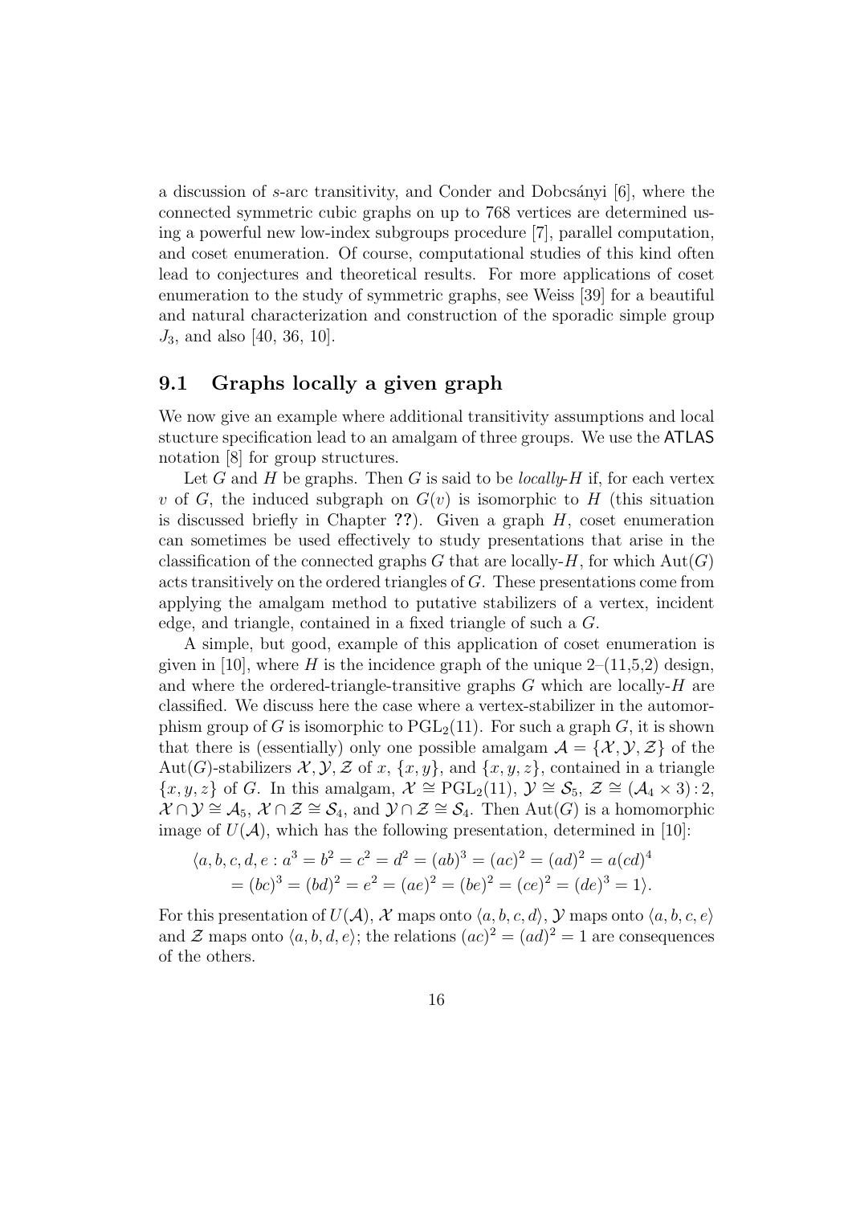a discussion of $s$-arc transitivity, and Conder and Dobcsányi [6], where the connected symmetric cubic graphs on up to 768 vertices are determined using a powerful new low-index subgroups procedure [7], parallel computation, and coset enumeration. Of course, computational studies of this kind often lead to conjectures and theoretical results. For more applications of coset enumeration to the study of symmetric graphs, see Weiss [39] for a beautiful and natural characterization and construction of the sporadic simple group $J_3$, and also [40, 36, 10].

## 9.1 Graphs locally a given graph

We now give an example where additional transitivity assumptions and local stucture specification lead to an amalgam of three groups. We use the ATLAS notation [8] for group structures.

Let $G$ and $H$ be graphs. Then $G$ is said to be *locally-$H$* if, for each vertex $v$ of $G$, the induced subgraph on $G(v)$ is isomorphic to $H$ (this situation is discussed briefly in Chapter **??**). Given a graph $H$, coset enumeration can sometimes be used effectively to study presentations that arise in the classification of the connected graphs $G$ that are locally-$H$, for which $\mathrm{Aut}(G)$ acts transitively on the ordered triangles of $G$. These presentations come from applying the amalgam method to putative stabilizers of a vertex, incident edge, and triangle, contained in a fixed triangle of such a $G$.

A simple, but good, example of this application of coset enumeration is given in [10], where $H$ is the incidence graph of the unique 2–(11,5,2) design, and where the ordered-triangle-transitive graphs $G$ which are locally-$H$ are classified. We discuss here the case where a vertex-stabilizer in the automorphism group of $G$ is isomorphic to $\mathrm{PGL}_2(11)$. For such a graph $G$, it is shown that there is (essentially) only one possible amalgam $\mathcal{A} = \{\mathcal{X}, \mathcal{Y}, \mathcal{Z}\}$ of the $\mathrm{Aut}(G)$-stabilizers $\mathcal{X}, \mathcal{Y}, \mathcal{Z}$ of $x$, $\{x, y\}$, and $\{x, y, z\}$, contained in a triangle $\{x, y, z\}$ of $G$. In this amalgam, $\mathcal{X} \cong \mathrm{PGL}_2(11)$, $\mathcal{Y} \cong \mathcal{S}_5$, $\mathcal{Z} \cong (\mathcal{A}_4 \times 3):2$, $\mathcal{X} \cap \mathcal{Y} \cong \mathcal{A}_5$, $\mathcal{X} \cap \mathcal{Z} \cong \mathcal{S}_4$, and $\mathcal{Y} \cap \mathcal{Z} \cong \mathcal{S}_4$. Then $\mathrm{Aut}(G)$ is a homomorphic image of $U(\mathcal{A})$, which has the following presentation, determined in [10]:

$$\begin{aligned}\langle a, b, c, d, e : a^3 = b^2 = c^2 = d^2 = (ab)^3 = (ac)^2 = (ad)^2 = a(cd)^4 \\ = (bc)^3 = (bd)^2 = e^2 = (ae)^2 = (be)^2 = (ce)^2 = (de)^3 = 1\rangle.\end{aligned}$$

For this presentation of $U(\mathcal{A})$, $\mathcal{X}$ maps onto $\langle a, b, c, d\rangle$, $\mathcal{Y}$ maps onto $\langle a, b, c, e\rangle$ and $\mathcal{Z}$ maps onto $\langle a, b, d, e\rangle$; the relations $(ac)^2 = (ad)^2 = 1$ are consequences of the others.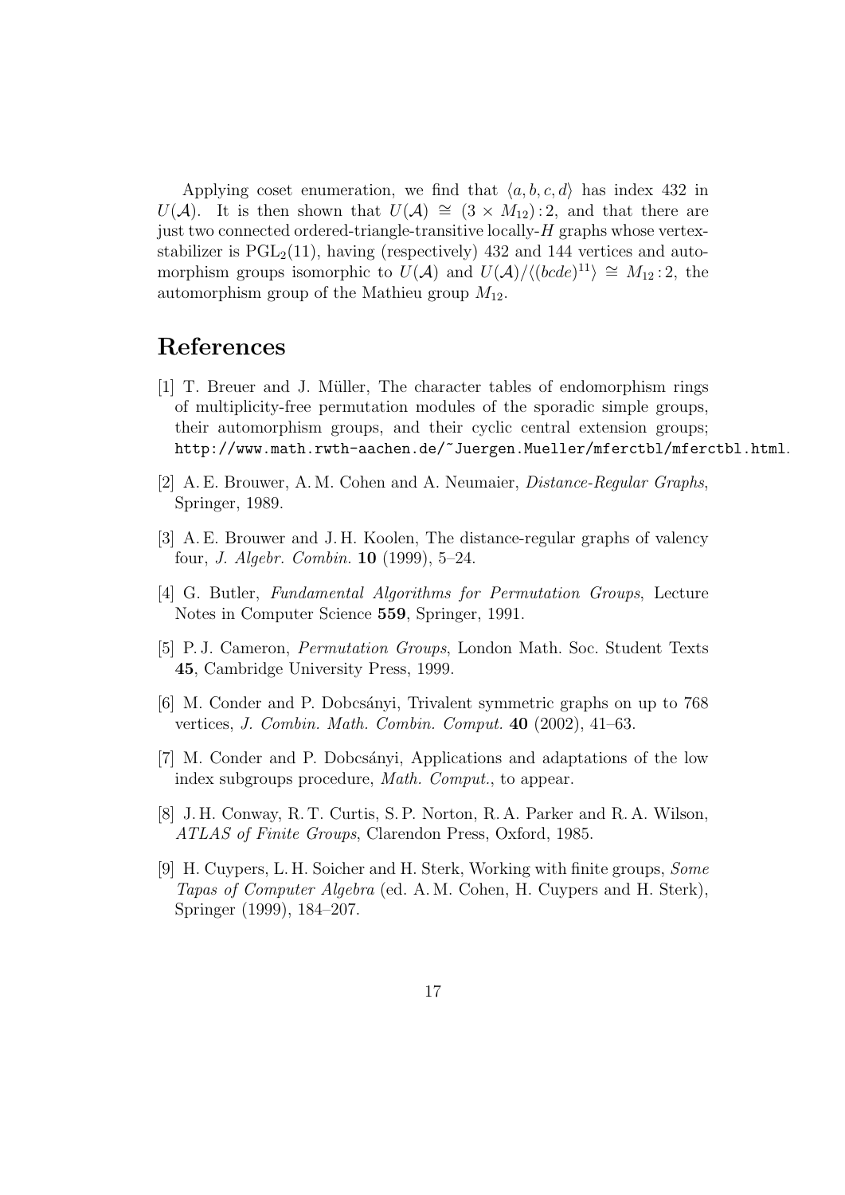Applying coset enumeration, we find that $\langle a, b, c, d \rangle$ has index 432 in $U(\mathcal{A})$. It is then shown that $U(\mathcal{A}) \cong (3 \times M_{12}):2$, and that there are just two connected ordered-triangle-transitive locally-$H$ graphs whose vertex-stabilizer is $\mathrm{PGL}_2(11)$, having (respectively) 432 and 144 vertices and automorphism groups isomorphic to $U(\mathcal{A})$ and $U(\mathcal{A})/\langle (bcde)^{11} \rangle \cong M_{12}:2$, the automorphism group of the Mathieu group $M_{12}$.

## References

[1] T. Breuer and J. Müller, The character tables of endomorphism rings of multiplicity-free permutation modules of the sporadic simple groups, their automorphism groups, and their cyclic central extension groups; http://www.math.rwth-aachen.de/~Juergen.Mueller/mferctbl/mferctbl.html.

[2] A. E. Brouwer, A. M. Cohen and A. Neumaier, *Distance-Regular Graphs*, Springer, 1989.

[3] A. E. Brouwer and J. H. Koolen, The distance-regular graphs of valency four, *J. Algebr. Combin.* **10** (1999), 5–24.

[4] G. Butler, *Fundamental Algorithms for Permutation Groups*, Lecture Notes in Computer Science **559**, Springer, 1991.

[5] P. J. Cameron, *Permutation Groups*, London Math. Soc. Student Texts **45**, Cambridge University Press, 1999.

[6] M. Conder and P. Dobcsányi, Trivalent symmetric graphs on up to 768 vertices, *J. Combin. Math. Combin. Comput.* **40** (2002), 41–63.

[7] M. Conder and P. Dobcsányi, Applications and adaptations of the low index subgroups procedure, *Math. Comput.*, to appear.

[8] J. H. Conway, R. T. Curtis, S. P. Norton, R. A. Parker and R. A. Wilson, *ATLAS of Finite Groups*, Clarendon Press, Oxford, 1985.

[9] H. Cuypers, L. H. Soicher and H. Sterk, Working with finite groups, *Some Tapas of Computer Algebra* (ed. A. M. Cohen, H. Cuypers and H. Sterk), Springer (1999), 184–207.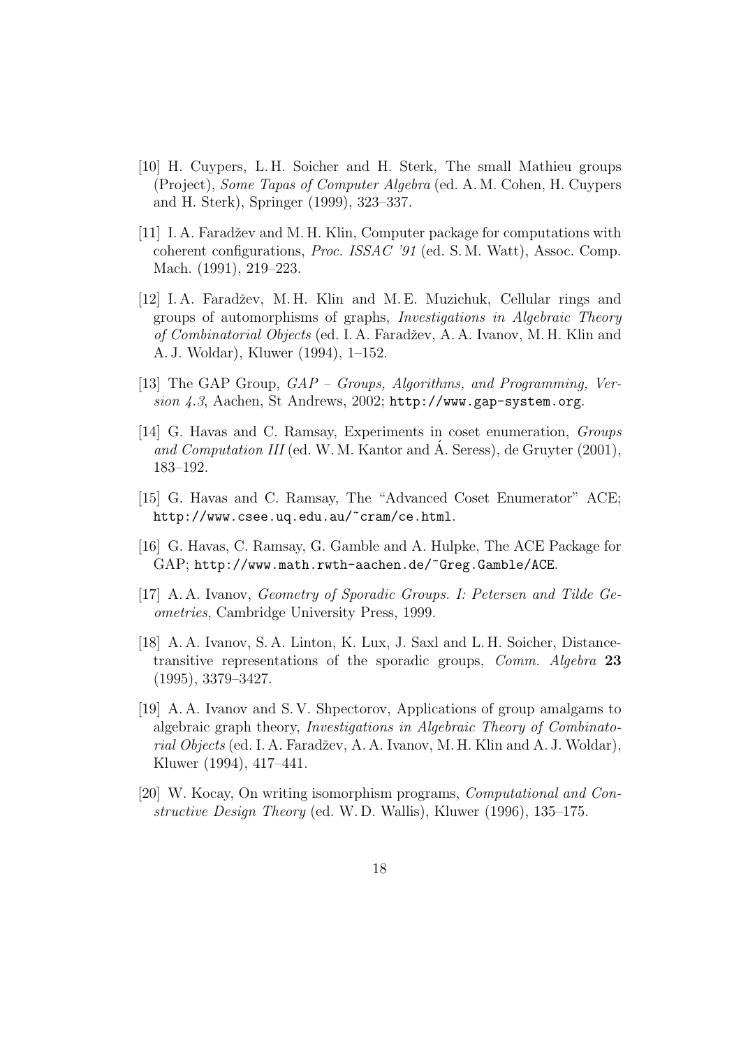[10] H. Cuypers, L. H. Soicher and H. Sterk, The small Mathieu groups (Project), *Some Tapas of Computer Algebra* (ed. A. M. Cohen, H. Cuypers and H. Sterk), Springer (1999), 323–337.

[11] I. A. Faradžev and M. H. Klin, Computer package for computations with coherent configurations, *Proc. ISSAC '91* (ed. S. M. Watt), Assoc. Comp. Mach. (1991), 219–223.

[12] I. A. Faradžev, M. H. Klin and M. E. Muzichuk, Cellular rings and groups of automorphisms of graphs, *Investigations in Algebraic Theory of Combinatorial Objects* (ed. I. A. Faradžev, A. A. Ivanov, M. H. Klin and A. J. Woldar), Kluwer (1994), 1–152.

[13] The GAP Group, *GAP – Groups, Algorithms, and Programming, Version 4.3*, Aachen, St Andrews, 2002; `http://www.gap-system.org`.

[14] G. Havas and C. Ramsay, Experiments in coset enumeration, *Groups and Computation III* (ed. W. M. Kantor and Á. Seress), de Gruyter (2001), 183–192.

[15] G. Havas and C. Ramsay, The "Advanced Coset Enumerator" ACE; `http://www.csee.uq.edu.au/~cram/ce.html`.

[16] G. Havas, C. Ramsay, G. Gamble and A. Hulpke, The ACE Package for GAP; `http://www.math.rwth-aachen.de/~Greg.Gamble/ACE`.

[17] A. A. Ivanov, *Geometry of Sporadic Groups. I: Petersen and Tilde Geometries*, Cambridge University Press, 1999.

[18] A. A. Ivanov, S. A. Linton, K. Lux, J. Saxl and L. H. Soicher, Distance-transitive representations of the sporadic groups, *Comm. Algebra* **23** (1995), 3379–3427.

[19] A. A. Ivanov and S. V. Shpectorov, Applications of group amalgams to algebraic graph theory, *Investigations in Algebraic Theory of Combinatorial Objects* (ed. I. A. Faradžev, A. A. Ivanov, M. H. Klin and A. J. Woldar), Kluwer (1994), 417–441.

[20] W. Kocay, On writing isomorphism programs, *Computational and Constructive Design Theory* (ed. W. D. Wallis), Kluwer (1996), 135–175.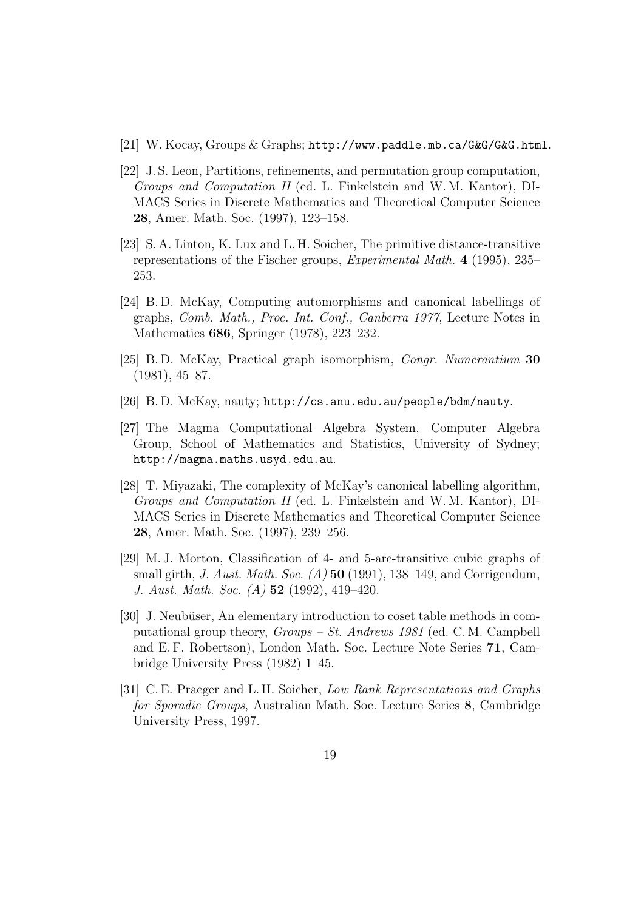[21] W. Kocay, Groups & Graphs; `http://www.paddle.mb.ca/G&G/G&G.html`.

[22] J. S. Leon, Partitions, refinements, and permutation group computation, *Groups and Computation II* (ed. L. Finkelstein and W. M. Kantor), DIMACS Series in Discrete Mathematics and Theoretical Computer Science **28**, Amer. Math. Soc. (1997), 123–158.

[23] S. A. Linton, K. Lux and L. H. Soicher, The primitive distance-transitive representations of the Fischer groups, *Experimental Math.* **4** (1995), 235–253.

[24] B. D. McKay, Computing automorphisms and canonical labellings of graphs, *Comb. Math., Proc. Int. Conf., Canberra 1977*, Lecture Notes in Mathematics **686**, Springer (1978), 223–232.

[25] B. D. McKay, Practical graph isomorphism, *Congr. Numerantium* **30** (1981), 45–87.

[26] B. D. McKay, nauty; `http://cs.anu.edu.au/people/bdm/nauty`.

[27] The Magma Computational Algebra System, Computer Algebra Group, School of Mathematics and Statistics, University of Sydney; `http://magma.maths.usyd.edu.au`.

[28] T. Miyazaki, The complexity of McKay's canonical labelling algorithm, *Groups and Computation II* (ed. L. Finkelstein and W. M. Kantor), DIMACS Series in Discrete Mathematics and Theoretical Computer Science **28**, Amer. Math. Soc. (1997), 239–256.

[29] M. J. Morton, Classification of 4- and 5-arc-transitive cubic graphs of small girth, *J. Aust. Math. Soc. (A)* **50** (1991), 138–149, and Corrigendum, *J. Aust. Math. Soc. (A)* **52** (1992), 419–420.

[30] J. Neubüser, An elementary introduction to coset table methods in computational group theory, *Groups – St. Andrews 1981* (ed. C. M. Campbell and E. F. Robertson), London Math. Soc. Lecture Note Series **71**, Cambridge University Press (1982) 1–45.

[31] C. E. Praeger and L. H. Soicher, *Low Rank Representations and Graphs for Sporadic Groups*, Australian Math. Soc. Lecture Series **8**, Cambridge University Press, 1997.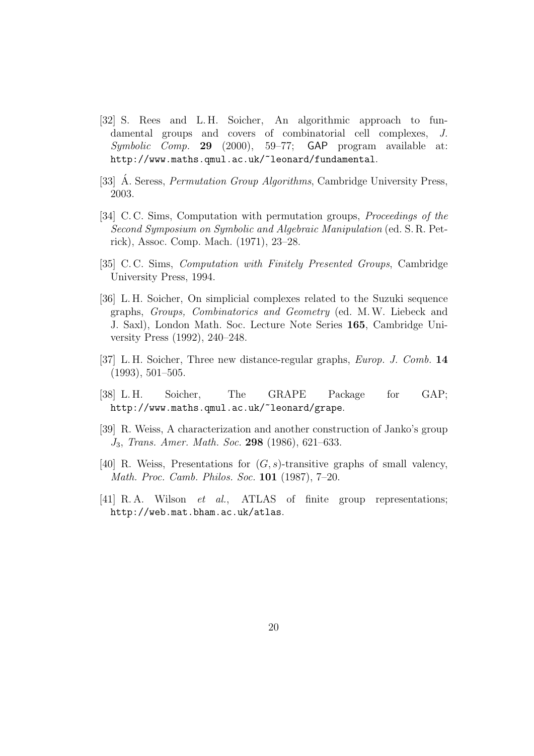[32] S. Rees and L. H. Soicher, An algorithmic approach to fundamental groups and covers of combinatorial cell complexes, *J. Symbolic Comp.* **29** (2000), 59–77; GAP program available at: http://www.maths.qmul.ac.uk/~leonard/fundamental.

[33] Á. Seress, *Permutation Group Algorithms*, Cambridge University Press, 2003.

[34] C. C. Sims, Computation with permutation groups, *Proceedings of the Second Symposium on Symbolic and Algebraic Manipulation* (ed. S. R. Petrick), Assoc. Comp. Mach. (1971), 23–28.

[35] C. C. Sims, *Computation with Finitely Presented Groups*, Cambridge University Press, 1994.

[36] L. H. Soicher, On simplicial complexes related to the Suzuki sequence graphs, *Groups, Combinatorics and Geometry* (ed. M. W. Liebeck and J. Saxl), London Math. Soc. Lecture Note Series **165**, Cambridge University Press (1992), 240–248.

[37] L. H. Soicher, Three new distance-regular graphs, *Europ. J. Comb.* **14** (1993), 501–505.

[38] L. H. Soicher, The GRAPE Package for GAP; http://www.maths.qmul.ac.uk/~leonard/grape.

[39] R. Weiss, A characterization and another construction of Janko's group $J_3$, *Trans. Amer. Math. Soc.* **298** (1986), 621–633.

[40] R. Weiss, Presentations for $(G, s)$-transitive graphs of small valency, *Math. Proc. Camb. Philos. Soc.* **101** (1987), 7–20.

[41] R. A. Wilson *et al.*, ATLAS of finite group representations; http://web.mat.bham.ac.uk/atlas.